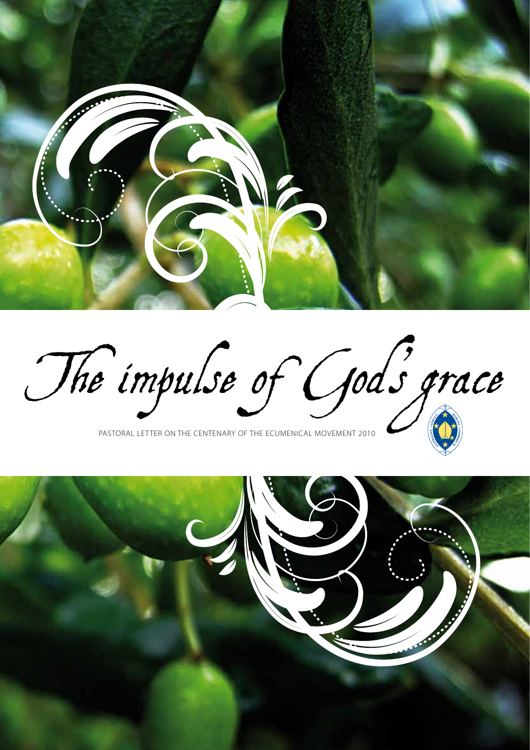# The impulse of God's grace

PASTORAL LETTER ON THE CENTENARY OF THE ECUMENICAL MOVEMENT 2010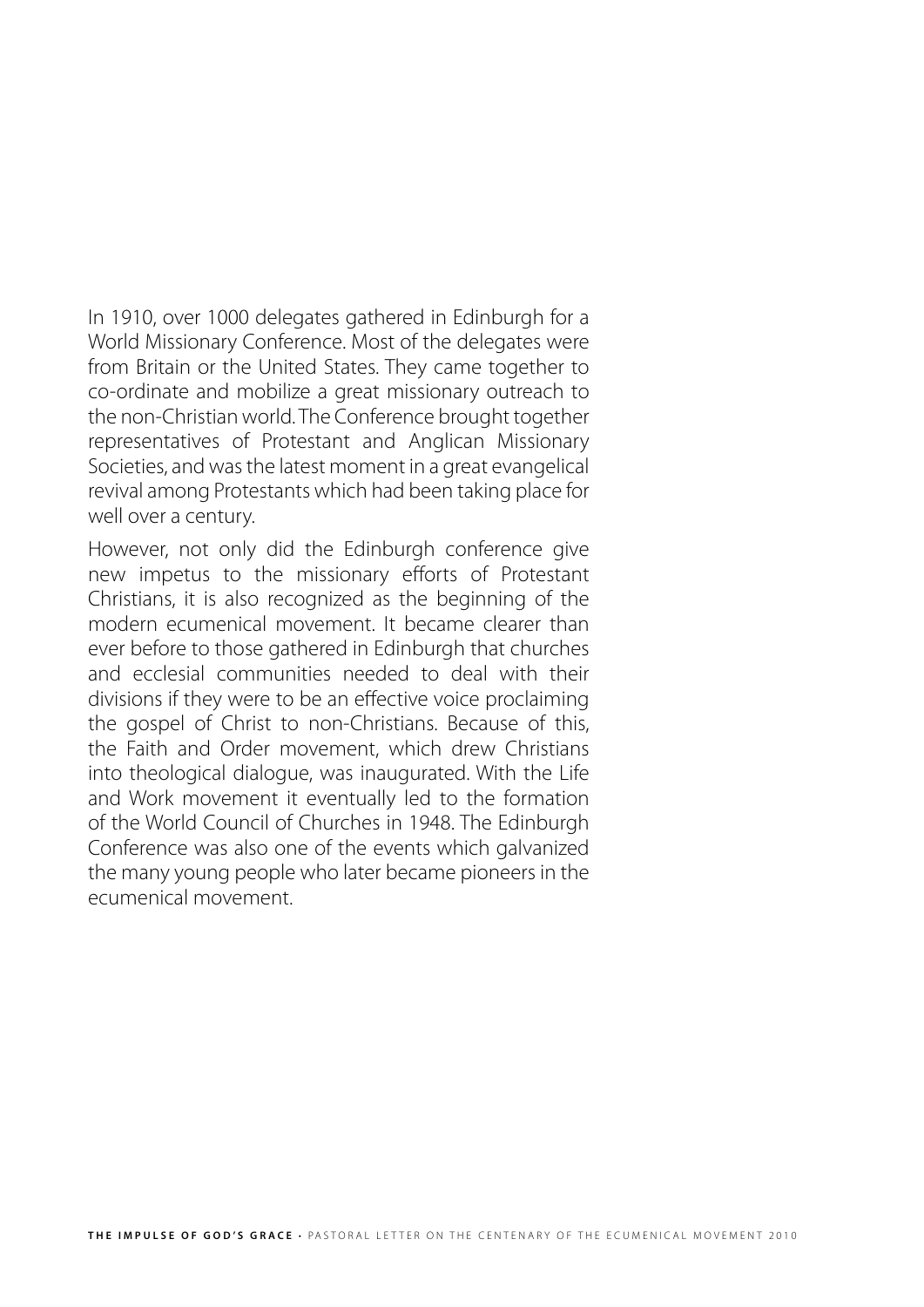In 1910, over 1000 delegates gathered in Edinburgh for a World Missionary Conference. Most of the delegates were from Britain or the United States. They came together to co-ordinate and mobilize a great missionary outreach to the non-Christian world. The Conference brought together representatives of Protestant and Anglican Missionary Societies, and was the latest moment in a great evangelical revival among Protestants which had been taking place for well over a century.

However, not only did the Edinburgh conference give new impetus to the missionary efforts of Protestant Christians, it is also recognized as the beginning of the modern ecumenical movement. It became clearer than ever before to those gathered in Edinburgh that churches and ecclesial communities needed to deal with their divisions if they were to be an effective voice proclaiming the gospel of Christ to non-Christians. Because of this, the Faith and Order movement, which drew Christians into theological dialogue, was inaugurated. With the Life and Work movement it eventually led to the formation of the World Council of Churches in 1948. The Edinburgh Conference was also one of the events which galvanized the many young people who later became pioneers in the ecumenical movement.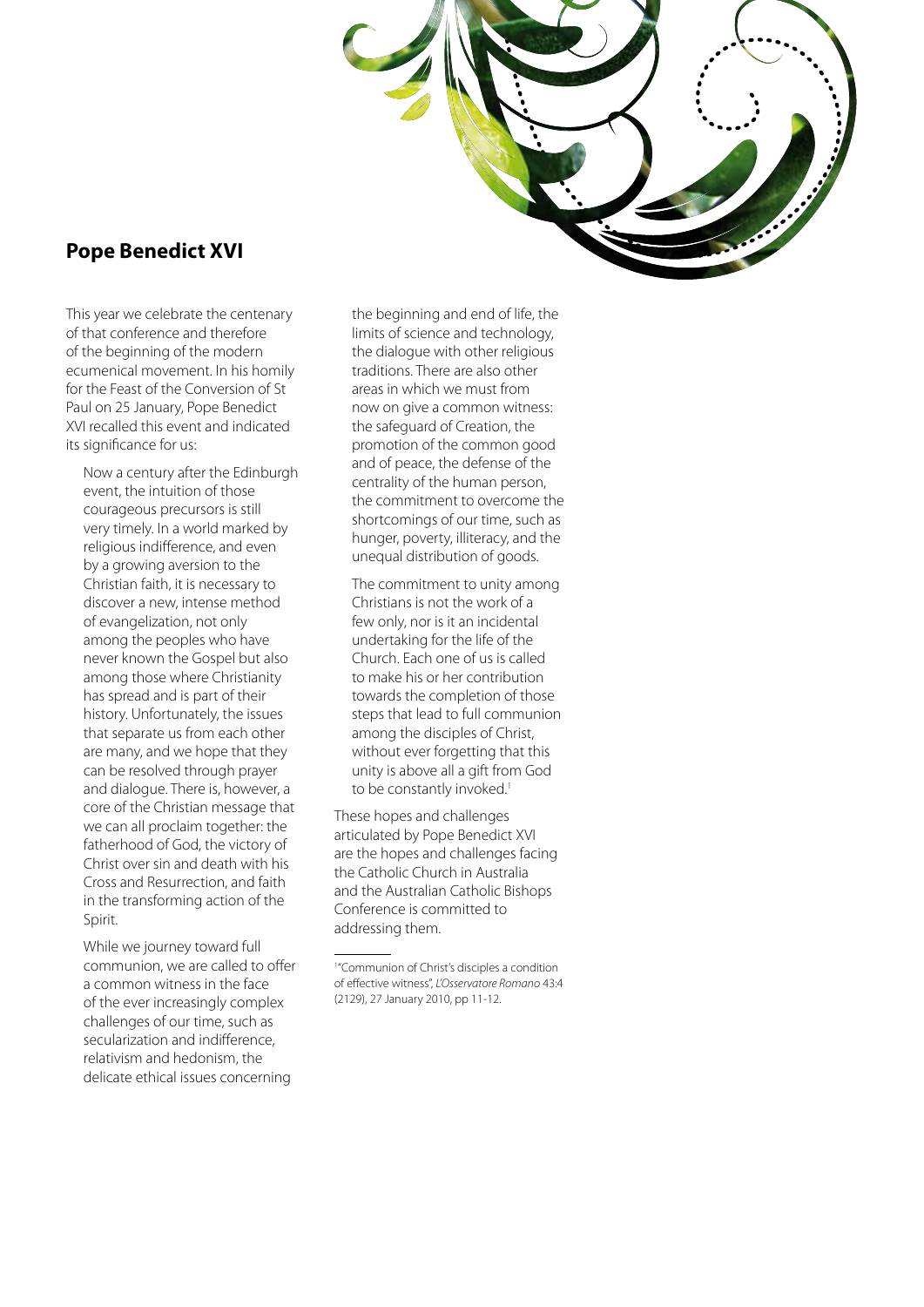## Pope Benedict XVI

This year we celebrate the centenary of that conference and therefore of the beginning of the modern ecumenical movement. In his homily for the Feast of the Conversion of St Paul on 25 January, Pope Benedict XVI recalled this event and indicated its significance for us:

> Now a century after the Edinburgh event, the intuition of those courageous precursors is still very timely. In a world marked by religious indifference, and even by a growing aversion to the Christian faith, it is necessary to discover a new, intense method of evangelization, not only among the peoples who have never known the Gospel but also among those where Christianity has spread and is part of their history. Unfortunately, the issues that separate us from each other are many, and we hope that they can be resolved through prayer and dialogue. There is, however, a core of the Christian message that we can all proclaim together: the fatherhood of God, the victory of Christ over sin and death with his Cross and Resurrection, and faith in the transforming action of the Spirit.
>
> While we journey toward full communion, we are called to offer a common witness in the face of the ever increasingly complex challenges of our time, such as secularization and indifference, relativism and hedonism, the delicate ethical issues concerning the beginning and end of life, the limits of science and technology, the dialogue with other religious traditions. There are also other areas in which we must from now on give a common witness: the safeguard of Creation, the promotion of the common good and of peace, the defense of the centrality of the human person, the commitment to overcome the shortcomings of our time, such as hunger, poverty, illiteracy, and the unequal distribution of goods.
>
> The commitment to unity among Christians is not the work of a few only, nor is it an incidental undertaking for the life of the Church. Each one of us is called to make his or her contribution towards the completion of those steps that lead to full communion among the disciples of Christ, without ever forgetting that this unity is above all a gift from God to be constantly invoked.[1]

These hopes and challenges articulated by Pope Benedict XVI are the hopes and challenges facing the Catholic Church in Australia and the Australian Catholic Bishops Conference is committed to addressing them.

---

[1] "Communion of Christ's disciples a condition of effective witness", *L'Osservatore Romano* 43:4 (2129), 27 January 2010, pp 11-12.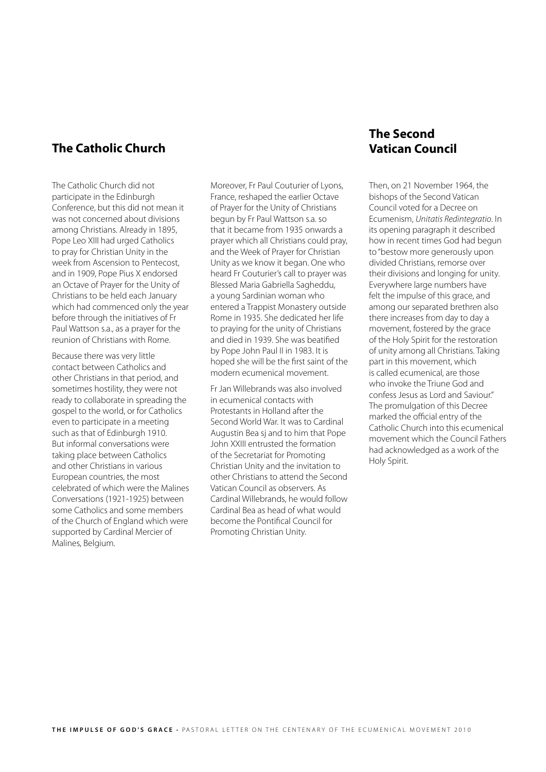## The Catholic Church

The Catholic Church did not participate in the Edinburgh Conference, but this did not mean it was not concerned about divisions among Christians. Already in 1895, Pope Leo XIII had urged Catholics to pray for Christian Unity in the week from Ascension to Pentecost, and in 1909, Pope Pius X endorsed an Octave of Prayer for the Unity of Christians to be held each January which had commenced only the year before through the initiatives of Fr Paul Wattson s.a., as a prayer for the reunion of Christians with Rome.

Because there was very little contact between Catholics and other Christians in that period, and sometimes hostility, they were not ready to collaborate in spreading the gospel to the world, or for Catholics even to participate in a meeting such as that of Edinburgh 1910. But informal conversations were taking place between Catholics and other Christians in various European countries, the most celebrated of which were the Malines Conversations (1921-1925) between some Catholics and some members of the Church of England which were supported by Cardinal Mercier of Malines, Belgium.

Moreover, Fr Paul Couturier of Lyons, France, reshaped the earlier Octave of Prayer for the Unity of Christians begun by Fr Paul Wattson s.a. so that it became from 1935 onwards a prayer which all Christians could pray, and the Week of Prayer for Christian Unity as we know it began. One who heard Fr Couturier's call to prayer was Blessed Maria Gabriella Sagheddu, a young Sardinian woman who entered a Trappist Monastery outside Rome in 1935. She dedicated her life to praying for the unity of Christians and died in 1939. She was beatified by Pope John Paul II in 1983. It is hoped she will be the first saint of the modern ecumenical movement.

Fr Jan Willebrands was also involved in ecumenical contacts with Protestants in Holland after the Second World War. It was to Cardinal Augustin Bea sj and to him that Pope John XXIII entrusted the formation of the Secretariat for Promoting Christian Unity and the invitation to other Christians to attend the Second Vatican Council as observers. As Cardinal Willebrands, he would follow Cardinal Bea as head of what would become the Pontifical Council for Promoting Christian Unity.

## The Second Vatican Council

Then, on 21 November 1964, the bishops of the Second Vatican Council voted for a Decree on Ecumenism, *Unitatis Redintegratio*. In its opening paragraph it described how in recent times God had begun to "bestow more generously upon divided Christians, remorse over their divisions and longing for unity. Everywhere large numbers have felt the impulse of this grace, and among our separated brethren also there increases from day to day a movement, fostered by the grace of the Holy Spirit for the restoration of unity among all Christians. Taking part in this movement, which is called ecumenical, are those who invoke the Triune God and confess Jesus as Lord and Saviour." The promulgation of this Decree marked the official entry of the Catholic Church into this ecumenical movement which the Council Fathers had acknowledged as a work of the Holy Spirit.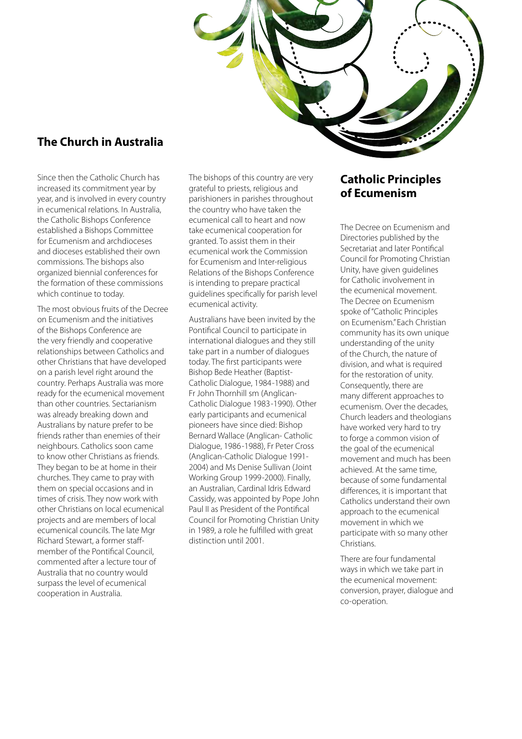## The Church in Australia

Since then the Catholic Church has increased its commitment year by year, and is involved in every country in ecumenical relations. In Australia, the Catholic Bishops Conference established a Bishops Committee for Ecumenism and archdioceses and dioceses established their own commissions. The bishops also organized biennial conferences for the formation of these commissions which continue to today.

The most obvious fruits of the Decree on Ecumenism and the initiatives of the Bishops Conference are the very friendly and cooperative relationships between Catholics and other Christians that have developed on a parish level right around the country. Perhaps Australia was more ready for the ecumenical movement than other countries. Sectarianism was already breaking down and Australians by nature prefer to be friends rather than enemies of their neighbours. Catholics soon came to know other Christians as friends. They began to be at home in their churches. They came to pray with them on special occasions and in times of crisis. They now work with other Christians on local ecumenical projects and are members of local ecumenical councils. The late Mgr Richard Stewart, a former staff-member of the Pontifical Council, commented after a lecture tour of Australia that no country would surpass the level of ecumenical cooperation in Australia.

The bishops of this country are very grateful to priests, religious and parishioners in parishes throughout the country who have taken the ecumenical call to heart and now take ecumenical cooperation for granted. To assist them in their ecumenical work the Commission for Ecumenism and Inter-religious Relations of the Bishops Conference is intending to prepare practical guidelines specifically for parish level ecumenical activity.

Australians have been invited by the Pontifical Council to participate in international dialogues and they still take part in a number of dialogues today. The first participants were Bishop Bede Heather (Baptist-Catholic Dialogue, 1984-1988) and Fr John Thornhill sm (Anglican-Catholic Dialogue 1983-1990). Other early participants and ecumenical pioneers have since died: Bishop Bernard Wallace (Anglican- Catholic Dialogue, 1986-1988), Fr Peter Cross (Anglican-Catholic Dialogue 1991-2004) and Ms Denise Sullivan (Joint Working Group 1999-2000). Finally, an Australian, Cardinal Idris Edward Cassidy, was appointed by Pope John Paul II as President of the Pontifical Council for Promoting Christian Unity in 1989, a role he fulfilled with great distinction until 2001.

## Catholic Principles of Ecumenism

The Decree on Ecumenism and Directories published by the Secretariat and later Pontifical Council for Promoting Christian Unity, have given guidelines for Catholic involvement in the ecumenical movement. The Decree on Ecumenism spoke of "Catholic Principles on Ecumenism." Each Christian community has its own unique understanding of the unity of the Church, the nature of division, and what is required for the restoration of unity. Consequently, there are many different approaches to ecumenism. Over the decades, Church leaders and theologians have worked very hard to try to forge a common vision of the goal of the ecumenical movement and much has been achieved. At the same time, because of some fundamental differences, it is important that Catholics understand their own approach to the ecumenical movement in which we participate with so many other Christians.

There are four fundamental ways in which we take part in the ecumenical movement: conversion, prayer, dialogue and co-operation.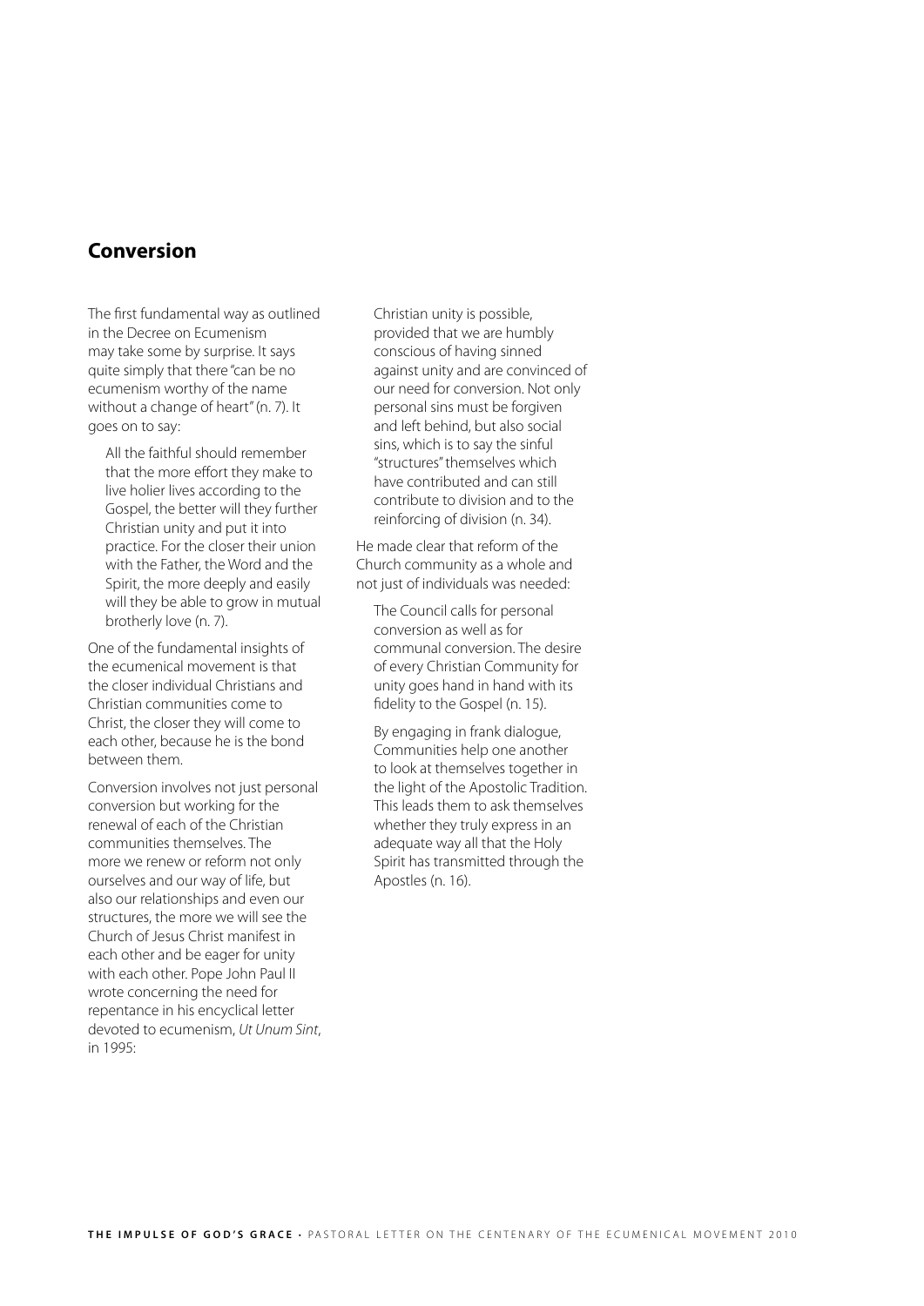## Conversion

The first fundamental way as outlined in the Decree on Ecumenism may take some by surprise. It says quite simply that there "can be no ecumenism worthy of the name without a change of heart" (n. 7). It goes on to say:

> All the faithful should remember that the more effort they make to live holier lives according to the Gospel, the better will they further Christian unity and put it into practice. For the closer their union with the Father, the Word and the Spirit, the more deeply and easily will they be able to grow in mutual brotherly love (n. 7).

One of the fundamental insights of the ecumenical movement is that the closer individual Christians and Christian communities come to Christ, the closer they will come to each other, because he is the bond between them.

Conversion involves not just personal conversion but working for the renewal of each of the Christian communities themselves. The more we renew or reform not only ourselves and our way of life, but also our relationships and even our structures, the more we will see the Church of Jesus Christ manifest in each other and be eager for unity with each other. Pope John Paul II wrote concerning the need for repentance in his encyclical letter devoted to ecumenism, *Ut Unum Sint*, in 1995:

> Christian unity is possible, provided that we are humbly conscious of having sinned against unity and are convinced of our need for conversion. Not only personal sins must be forgiven and left behind, but also social sins, which is to say the sinful "structures" themselves which have contributed and can still contribute to division and to the reinforcing of division (n. 34).

He made clear that reform of the Church community as a whole and not just of individuals was needed:

> The Council calls for personal conversion as well as for communal conversion. The desire of every Christian Community for unity goes hand in hand with its fidelity to the Gospel (n. 15).
>
> By engaging in frank dialogue, Communities help one another to look at themselves together in the light of the Apostolic Tradition. This leads them to ask themselves whether they truly express in an adequate way all that the Holy Spirit has transmitted through the Apostles (n. 16).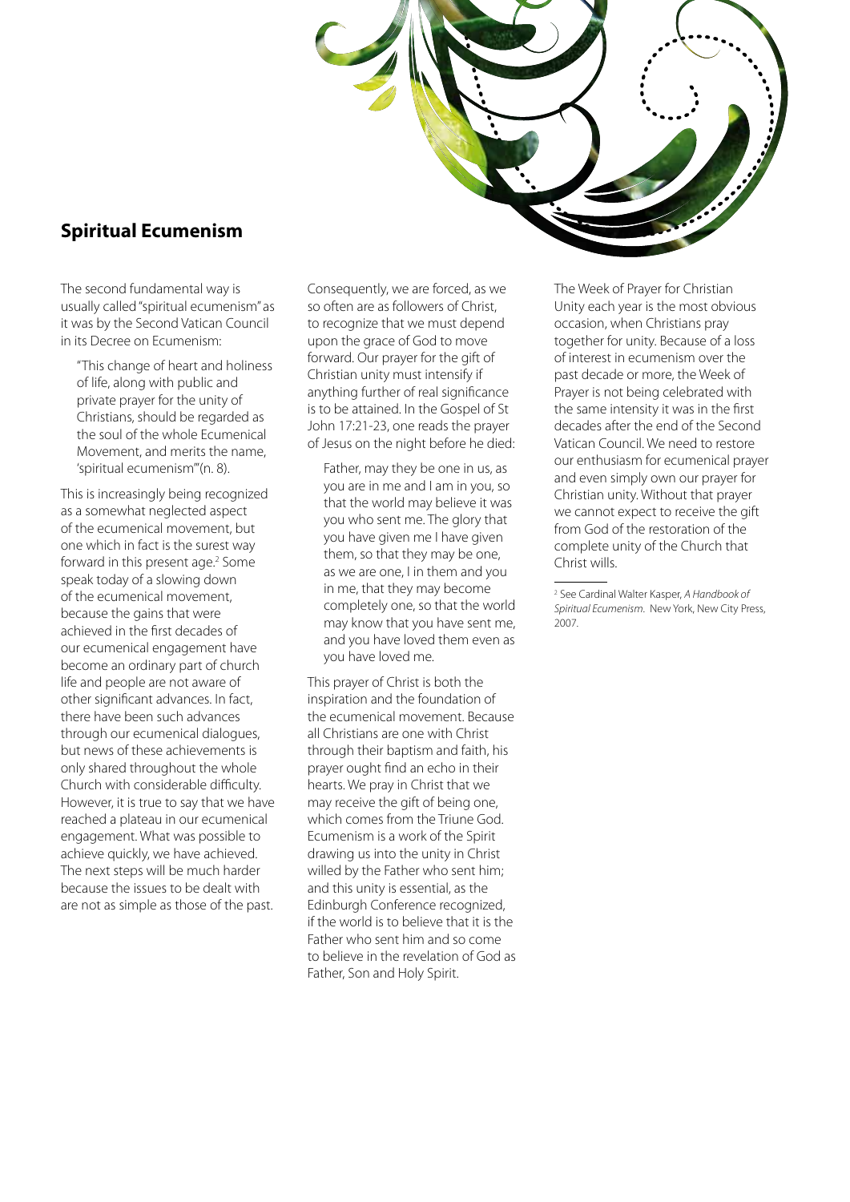## Spiritual Ecumenism

The second fundamental way is usually called "spiritual ecumenism" as it was by the Second Vatican Council in its Decree on Ecumenism:

> "This change of heart and holiness of life, along with public and private prayer for the unity of Christians, should be regarded as the soul of the whole Ecumenical Movement, and merits the name, 'spiritual ecumenism'"(n. 8).

This is increasingly being recognized as a somewhat neglected aspect of the ecumenical movement, but one which in fact is the surest way forward in this present age.[2] Some speak today of a slowing down of the ecumenical movement, because the gains that were achieved in the first decades of our ecumenical engagement have become an ordinary part of church life and people are not aware of other significant advances. In fact, there have been such advances through our ecumenical dialogues, but news of these achievements is only shared throughout the whole Church with considerable difficulty. However, it is true to say that we have reached a plateau in our ecumenical engagement. What was possible to achieve quickly, we have achieved. The next steps will be much harder because the issues to be dealt with are not as simple as those of the past.

Consequently, we are forced, as we so often are as followers of Christ, to recognize that we must depend upon the grace of God to move forward. Our prayer for the gift of Christian unity must intensify if anything further of real significance is to be attained. In the Gospel of St John 17:21-23, one reads the prayer of Jesus on the night before he died:

> Father, may they be one in us, as you are in me and I am in you, so that the world may believe it was you who sent me. The glory that you have given me I have given them, so that they may be one, as we are one, I in them and you in me, that they may become completely one, so that the world may know that you have sent me, and you have loved them even as you have loved me.

This prayer of Christ is both the inspiration and the foundation of the ecumenical movement. Because all Christians are one with Christ through their baptism and faith, his prayer ought find an echo in their hearts. We pray in Christ that we may receive the gift of being one, which comes from the Triune God. Ecumenism is a work of the Spirit drawing us into the unity in Christ willed by the Father who sent him; and this unity is essential, as the Edinburgh Conference recognized, if the world is to believe that it is the Father who sent him and so come to believe in the revelation of God as Father, Son and Holy Spirit.

The Week of Prayer for Christian Unity each year is the most obvious occasion, when Christians pray together for unity. Because of a loss of interest in ecumenism over the past decade or more, the Week of Prayer is not being celebrated with the same intensity it was in the first decades after the end of the Second Vatican Council. We need to restore our enthusiasm for ecumenical prayer and even simply own our prayer for Christian unity. Without that prayer we cannot expect to receive the gift from God of the restoration of the complete unity of the Church that Christ wills.

---

[2] See Cardinal Walter Kasper, *A Handbook of Spiritual Ecumenism*. New York, New City Press, 2007.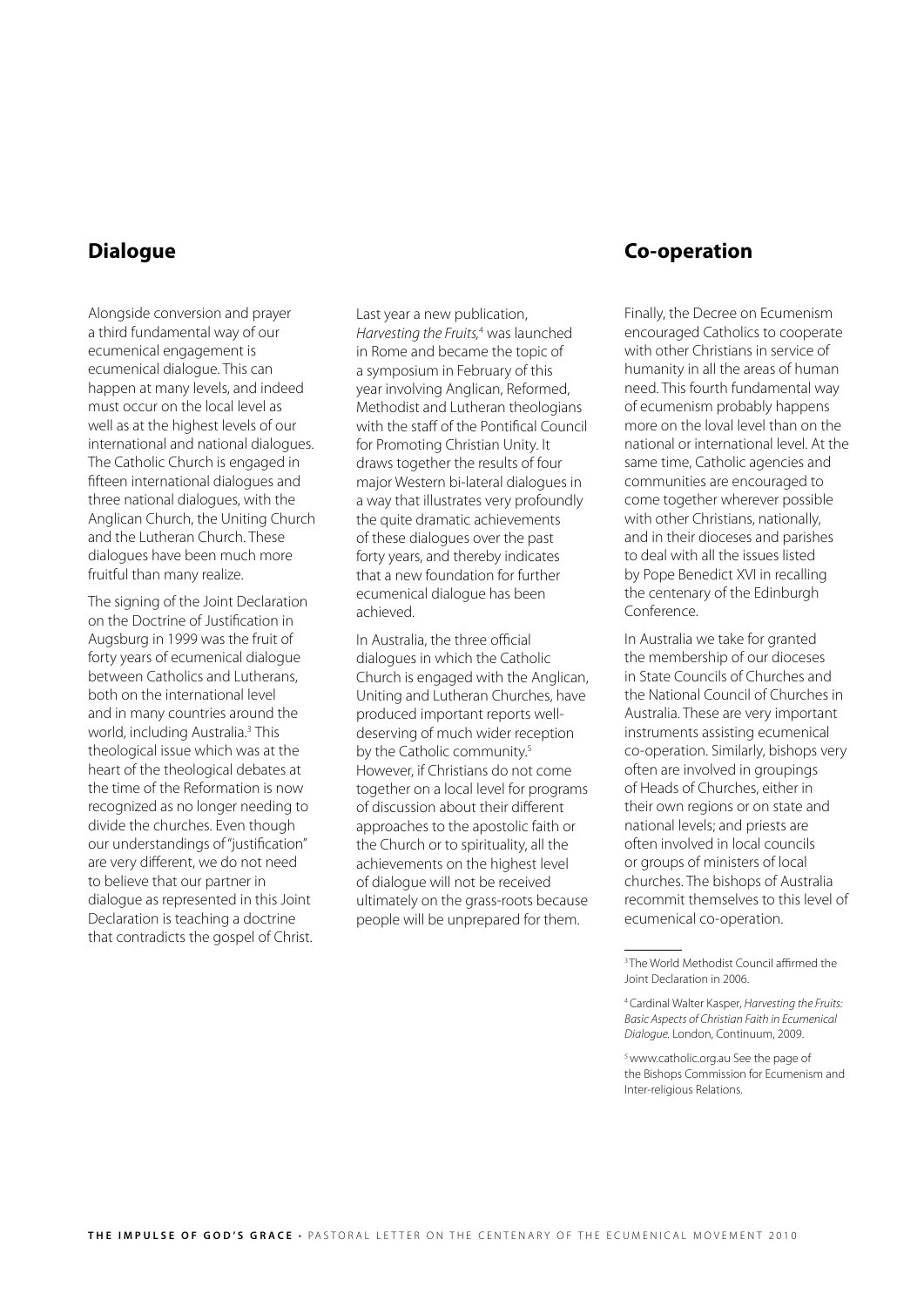## Dialogue

Alongside conversion and prayer a third fundamental way of our ecumenical engagement is ecumenical dialogue. This can happen at many levels, and indeed must occur on the local level as well as at the highest levels of our international and national dialogues. The Catholic Church is engaged in fifteen international dialogues and three national dialogues, with the Anglican Church, the Uniting Church and the Lutheran Church. These dialogues have been much more fruitful than many realize.

The signing of the Joint Declaration on the Doctrine of Justification in Augsburg in 1999 was the fruit of forty years of ecumenical dialogue between Catholics and Lutherans, both on the international level and in many countries around the world, including Australia.[3] This theological issue which was at the heart of the theological debates at the time of the Reformation is now recognized as no longer needing to divide the churches. Even though our understandings of "justification" are very different, we do not need to believe that our partner in dialogue as represented in this Joint Declaration is teaching a doctrine that contradicts the gospel of Christ.

Last year a new publication, *Harvesting the Fruits,*[4] was launched in Rome and became the topic of a symposium in February of this year involving Anglican, Reformed, Methodist and Lutheran theologians with the staff of the Pontifical Council for Promoting Christian Unity. It draws together the results of four major Western bi-lateral dialogues in a way that illustrates very profoundly the quite dramatic achievements of these dialogues over the past forty years, and thereby indicates that a new foundation for further ecumenical dialogue has been achieved.

In Australia, the three official dialogues in which the Catholic Church is engaged with the Anglican, Uniting and Lutheran Churches, have produced important reports well-deserving of much wider reception by the Catholic community.[5] However, if Christians do not come together on a local level for programs of discussion about their different approaches to the apostolic faith or the Church or to spirituality, all the achievements on the highest level of dialogue will not be received ultimately on the grass-roots because people will be unprepared for them.

## Co-operation

Finally, the Decree on Ecumenism encouraged Catholics to cooperate with other Christians in service of humanity in all the areas of human need. This fourth fundamental way of ecumenism probably happens more on the loval level than on the national or international level. At the same time, Catholic agencies and communities are encouraged to come together wherever possible with other Christians, nationally, and in their dioceses and parishes to deal with all the issues listed by Pope Benedict XVI in recalling the centenary of the Edinburgh Conference.

In Australia we take for granted the membership of our dioceses in State Councils of Churches and the National Council of Churches in Australia. These are very important instruments assisting ecumenical co-operation. Similarly, bishops very often are involved in groupings of Heads of Churches, either in their own regions or on state and national levels; and priests are often involved in local councils or groups of ministers of local churches. The bishops of Australia recommit themselves to this level of ecumenical co-operation.

---

[3] The World Methodist Council affirmed the Joint Declaration in 2006.

[4] Cardinal Walter Kasper, *Harvesting the Fruits: Basic Aspects of Christian Faith in Ecumenical Dialogue.* London, Continuum, 2009.

[5] www.catholic.org.au See the page of the Bishops Commission for Ecumenism and Inter-religious Relations.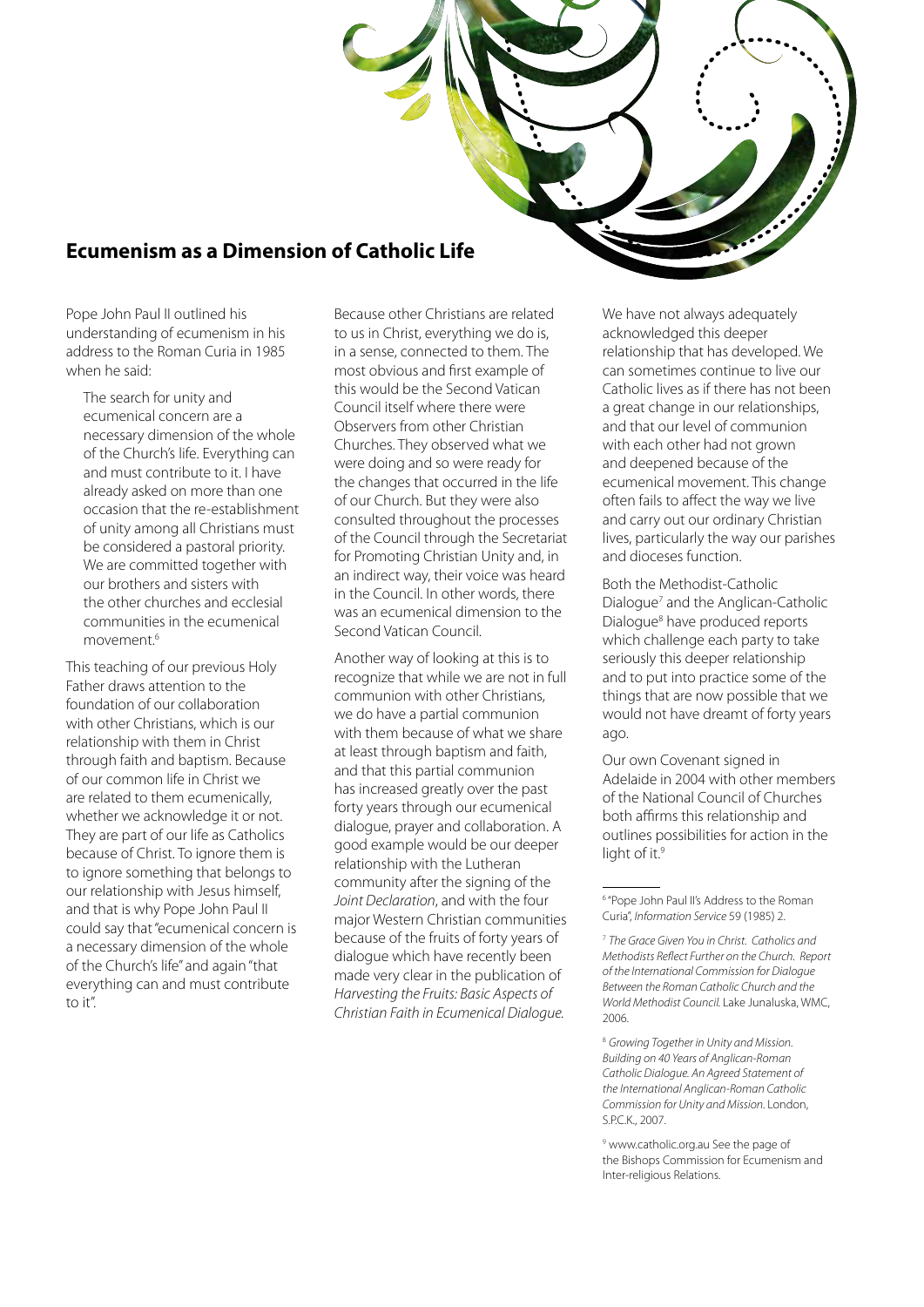## Ecumenism as a Dimension of Catholic Life

Pope John Paul II outlined his understanding of ecumenism in his address to the Roman Curia in 1985 when he said:

> The search for unity and ecumenical concern are a necessary dimension of the whole of the Church's life. Everything can and must contribute to it. I have already asked on more than one occasion that the re-establishment of unity among all Christians must be considered a pastoral priority. We are committed together with our brothers and sisters with the other churches and ecclesial communities in the ecumenical movement.[6]

This teaching of our previous Holy Father draws attention to the foundation of our collaboration with other Christians, which is our relationship with them in Christ through faith and baptism. Because of our common life in Christ we are related to them ecumenically, whether we acknowledge it or not. They are part of our life as Catholics because of Christ. To ignore them is to ignore something that belongs to our relationship with Jesus himself, and that is why Pope John Paul II could say that "ecumenical concern is a necessary dimension of the whole of the Church's life" and again "that everything can and must contribute to it".

Because other Christians are related to us in Christ, everything we do is, in a sense, connected to them. The most obvious and first example of this would be the Second Vatican Council itself where there were Observers from other Christian Churches. They observed what we were doing and so were ready for the changes that occurred in the life of our Church. But they were also consulted throughout the processes of the Council through the Secretariat for Promoting Christian Unity and, in an indirect way, their voice was heard in the Council. In other words, there was an ecumenical dimension to the Second Vatican Council.

Another way of looking at this is to recognize that while we are not in full communion with other Christians, we do have a partial communion with them because of what we share at least through baptism and faith, and that this partial communion has increased greatly over the past forty years through our ecumenical dialogue, prayer and collaboration. A good example would be our deeper relationship with the Lutheran community after the signing of the *Joint Declaration*, and with the four major Western Christian communities because of the fruits of forty years of dialogue which have recently been made very clear in the publication of *Harvesting the Fruits: Basic Aspects of Christian Faith in Ecumenical Dialogue.*

We have not always adequately acknowledged this deeper relationship that has developed. We can sometimes continue to live our Catholic lives as if there has not been a great change in our relationships, and that our level of communion with each other had not grown and deepened because of the ecumenical movement. This change often fails to affect the way we live and carry out our ordinary Christian lives, particularly the way our parishes and dioceses function.

Both the Methodist-Catholic Dialogue[7] and the Anglican-Catholic Dialogue[8] have produced reports which challenge each party to take seriously this deeper relationship and to put into practice some of the things that are now possible that we would not have dreamt of forty years ago.

Our own Covenant signed in Adelaide in 2004 with other members of the National Council of Churches both affirms this relationship and outlines possibilities for action in the light of it.[9]

---

[6] "Pope John Paul II's Address to the Roman Curia", *Information Service* 59 (1985) 2.

[7] *The Grace Given You in Christ. Catholics and Methodists Reflect Further on the Church. Report of the International Commission for Dialogue Between the Roman Catholic Church and the World Methodist Council.* Lake Junaluska, WMC, 2006.

[8] *Growing Together in Unity and Mission. Building on 40 Years of Anglican-Roman Catholic Dialogue. An Agreed Statement of the International Anglican-Roman Catholic Commission for Unity and Mission.* London, S.P.C.K., 2007.

[9] www.catholic.org.au See the page of the Bishops Commission for Ecumenism and Inter-religious Relations.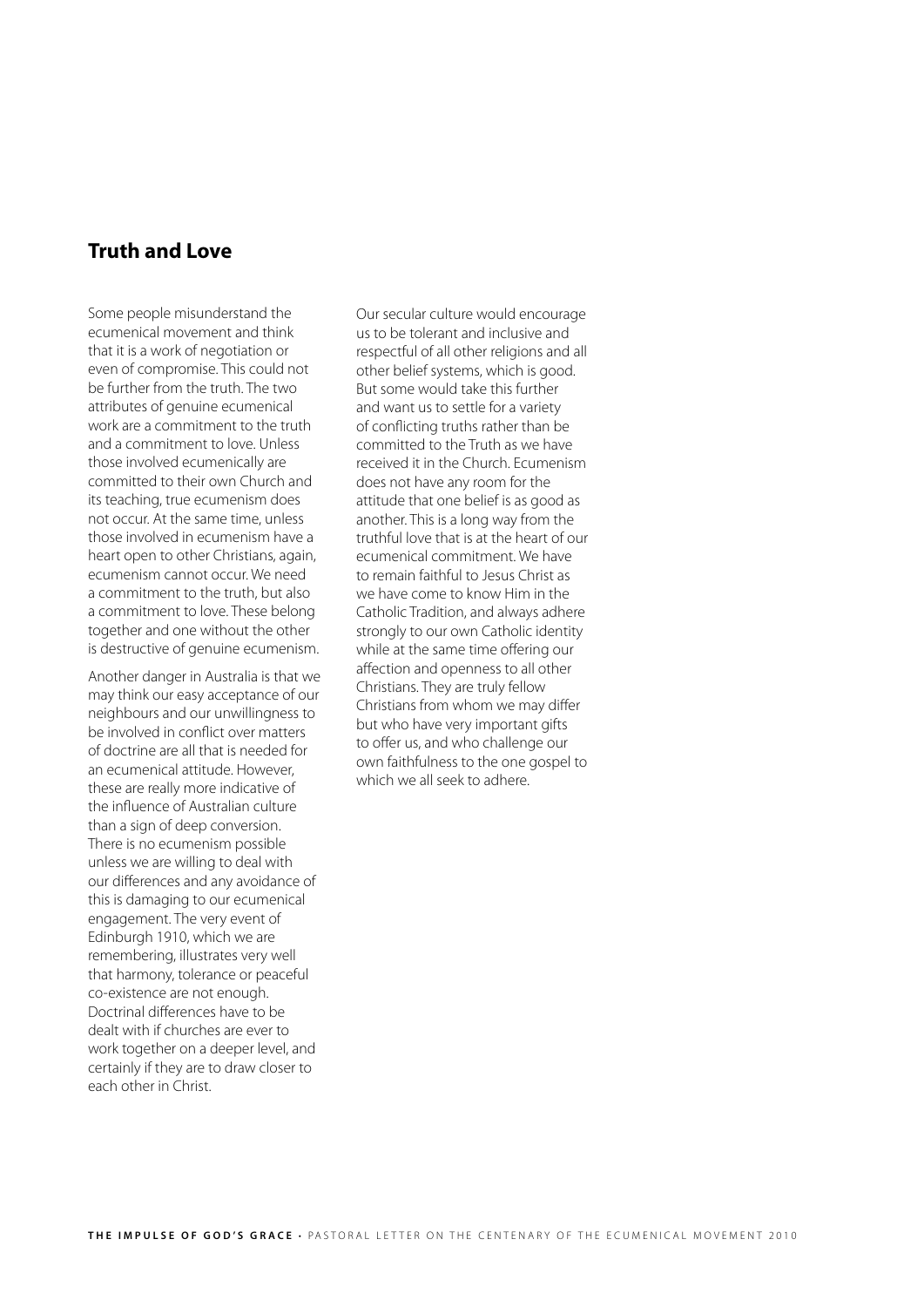## Truth and Love

Some people misunderstand the ecumenical movement and think that it is a work of negotiation or even of compromise. This could not be further from the truth. The two attributes of genuine ecumenical work are a commitment to the truth and a commitment to love. Unless those involved ecumenically are committed to their own Church and its teaching, true ecumenism does not occur. At the same time, unless those involved in ecumenism have a heart open to other Christians, again, ecumenism cannot occur. We need a commitment to the truth, but also a commitment to love. These belong together and one without the other is destructive of genuine ecumenism.

Another danger in Australia is that we may think our easy acceptance of our neighbours and our unwillingness to be involved in conflict over matters of doctrine are all that is needed for an ecumenical attitude. However, these are really more indicative of the influence of Australian culture than a sign of deep conversion. There is no ecumenism possible unless we are willing to deal with our differences and any avoidance of this is damaging to our ecumenical engagement. The very event of Edinburgh 1910, which we are remembering, illustrates very well that harmony, tolerance or peaceful co-existence are not enough. Doctrinal differences have to be dealt with if churches are ever to work together on a deeper level, and certainly if they are to draw closer to each other in Christ.

Our secular culture would encourage us to be tolerant and inclusive and respectful of all other religions and all other belief systems, which is good. But some would take this further and want us to settle for a variety of conflicting truths rather than be committed to the Truth as we have received it in the Church. Ecumenism does not have any room for the attitude that one belief is as good as another. This is a long way from the truthful love that is at the heart of our ecumenical commitment. We have to remain faithful to Jesus Christ as we have come to know Him in the Catholic Tradition, and always adhere strongly to our own Catholic identity while at the same time offering our affection and openness to all other Christians. They are truly fellow Christians from whom we may differ but who have very important gifts to offer us, and who challenge our own faithfulness to the one gospel to which we all seek to adhere.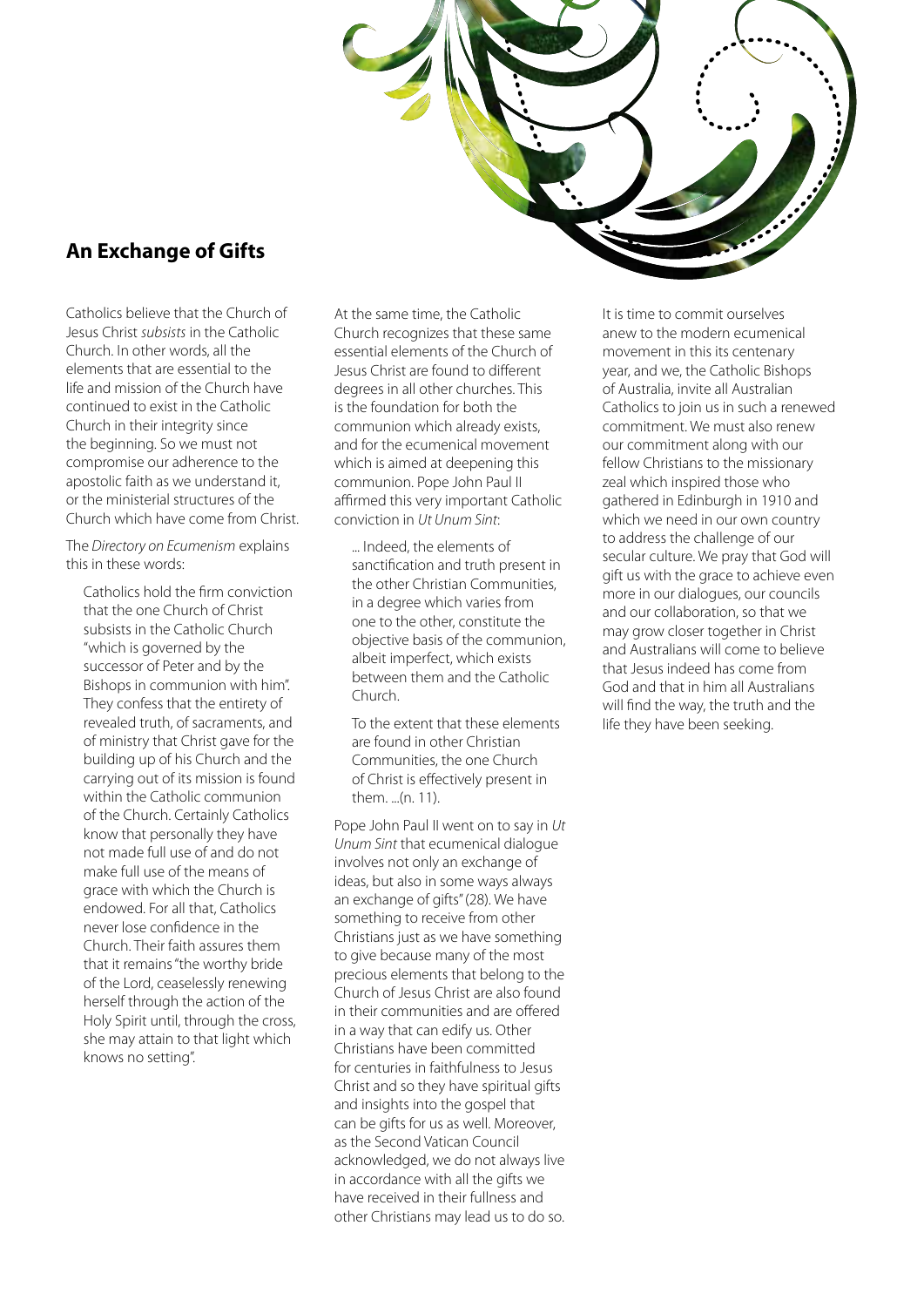## An Exchange of Gifts

Catholics believe that the Church of Jesus Christ *subsists* in the Catholic Church. In other words, all the elements that are essential to the life and mission of the Church have continued to exist in the Catholic Church in their integrity since the beginning. So we must not compromise our adherence to the apostolic faith as we understand it, or the ministerial structures of the Church which have come from Christ.

The *Directory on Ecumenism* explains this in these words:

> Catholics hold the firm conviction that the one Church of Christ subsists in the Catholic Church "which is governed by the successor of Peter and by the Bishops in communion with him". They confess that the entirety of revealed truth, of sacraments, and of ministry that Christ gave for the building up of his Church and the carrying out of its mission is found within the Catholic communion of the Church. Certainly Catholics know that personally they have not made full use of and do not make full use of the means of grace with which the Church is endowed. For all that, Catholics never lose confidence in the Church. Their faith assures them that it remains "the worthy bride of the Lord, ceaselessly renewing herself through the action of the Holy Spirit until, through the cross, she may attain to that light which knows no setting".

At the same time, the Catholic Church recognizes that these same essential elements of the Church of Jesus Christ are found to different degrees in all other churches. This is the foundation for both the communion which already exists, and for the ecumenical movement which is aimed at deepening this communion. Pope John Paul II affirmed this very important Catholic conviction in *Ut Unum Sint*:

> ... Indeed, the elements of sanctification and truth present in the other Christian Communities, in a degree which varies from one to the other, constitute the objective basis of the communion, albeit imperfect, which exists between them and the Catholic Church.
>
> To the extent that these elements are found in other Christian Communities, the one Church of Christ is effectively present in them. ...(n. 11).

Pope John Paul II went on to say in *Ut Unum Sint* that ecumenical dialogue involves not only an exchange of ideas, but also in some ways always an exchange of gifts" (28). We have something to receive from other Christians just as we have something to give because many of the most precious elements that belong to the Church of Jesus Christ are also found in their communities and are offered in a way that can edify us. Other Christians have been committed for centuries in faithfulness to Jesus Christ and so they have spiritual gifts and insights into the gospel that can be gifts for us as well. Moreover, as the Second Vatican Council acknowledged, we do not always live in accordance with all the gifts we have received in their fullness and other Christians may lead us to do so.

It is time to commit ourselves anew to the modern ecumenical movement in this its centenary year, and we, the Catholic Bishops of Australia, invite all Australian Catholics to join us in such a renewed commitment. We must also renew our commitment along with our fellow Christians to the missionary zeal which inspired those who gathered in Edinburgh in 1910 and which we need in our own country to address the challenge of our secular culture. We pray that God will gift us with the grace to achieve even more in our dialogues, our councils and our collaboration, so that we may grow closer together in Christ and Australians will come to believe that Jesus indeed has come from God and that in him all Australians will find the way, the truth and the life they have been seeking.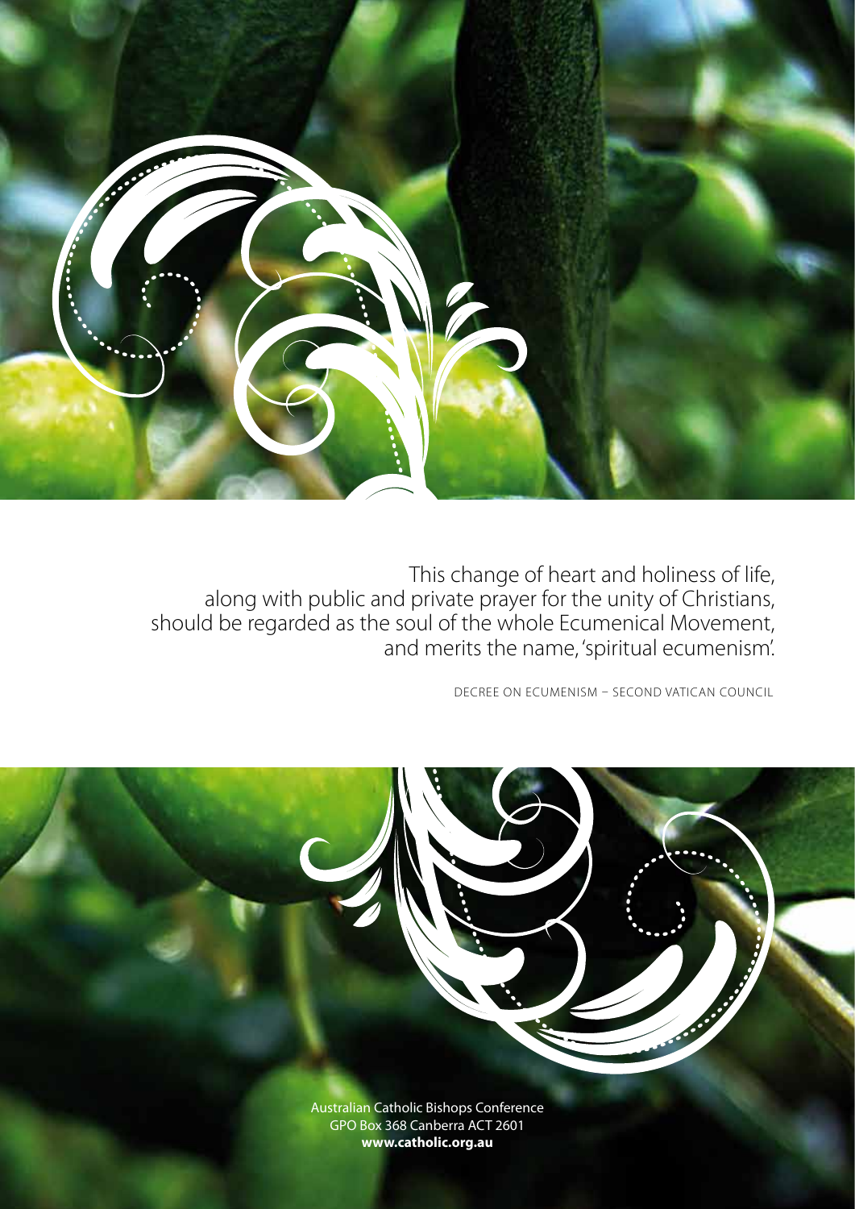This change of heart and holiness of life,
along with public and private prayer for the unity of Christians,
should be regarded as the soul of the whole Ecumenical Movement,
and merits the name, 'spiritual ecumenism'.

DECREE ON ECUMENISM – SECOND VATICAN COUNCIL

Australian Catholic Bishops Conference
GPO Box 368 Canberra ACT 2601
**www.catholic.org.au**